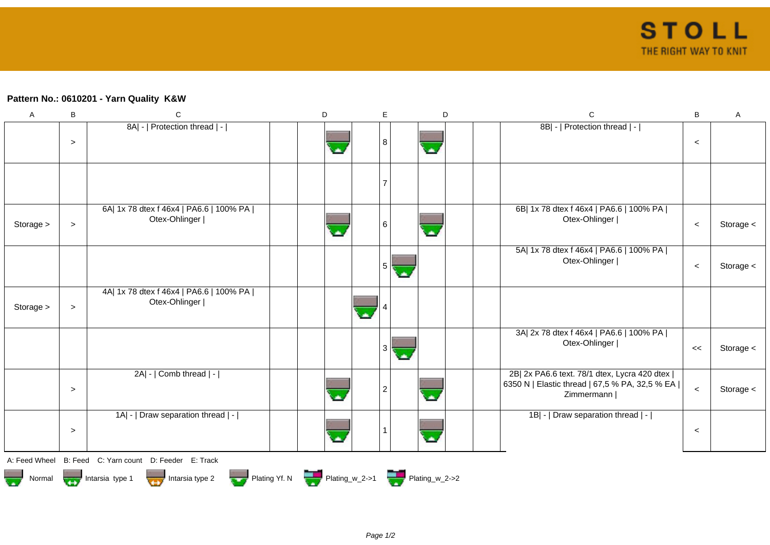**Pattern No.: 0610201 - Yarn Quality K&W**

| A | B | C | | D | | | E | | D | | | C | B | A |
|---|---|---|---|---|---|---|---|---|---|---|---|---|---|---|
| | > | 8A\| - \| Protection thread \| - \| | | | Normal | | 8 | | Normal | | | 8B\| - \| Protection thread \| - \| | < | |
| | | | | | | | 7 | | | | | | | |
| Storage > | > | 6A\| 1x 78 dtex f 46x4 \| PA6.6 \| 100% PA \| Otex-Ohlinger \| | | | Normal | | 6 | | Normal | | | 6B\| 1x 78 dtex f 46x4 \| PA6.6 \| 100% PA \| Otex-Ohlinger \| | < | Storage < |
| | | | | | | | 5 | Normal | | | | 5A\| 1x 78 dtex f 46x4 \| PA6.6 \| 100% PA \| Otex-Ohlinger \| | < | Storage < |
| Storage > | > | 4A\| 1x 78 dtex f 46x4 \| PA6.6 \| 100% PA \| Otex-Ohlinger \| | | | | Normal | 4 | | | | | | | |
| | | | | | | | 3 | Normal | | | | 3A\| 2x 78 dtex f 46x4 \| PA6.6 \| 100% PA \| Otex-Ohlinger \| | << | Storage < |
| | > | 2A\| - \| Comb thread \| - \| | | | Normal | | 2 | | Normal | | | 2B\| 2x PA6.6 text. 78/1 dtex, Lycra 420 dtex \| 6350 N \| Elastic thread \| 67,5 % PA, 32,5 % EA \| Zimmermann \| | < | Storage < |
| | > | 1A\| - \| Draw separation thread \| - \| | | | Normal | | 1 | | Normal | | | 1B\| - \| Draw separation thread \| - \| | < | |

A: Feed Wheel B: Feed C: Yarn count D: Feeder E: Track

Normal Intarsia type 1 Intarsia type 2 Plating Yf. N Plating_w_2->1 Plating_w_2->2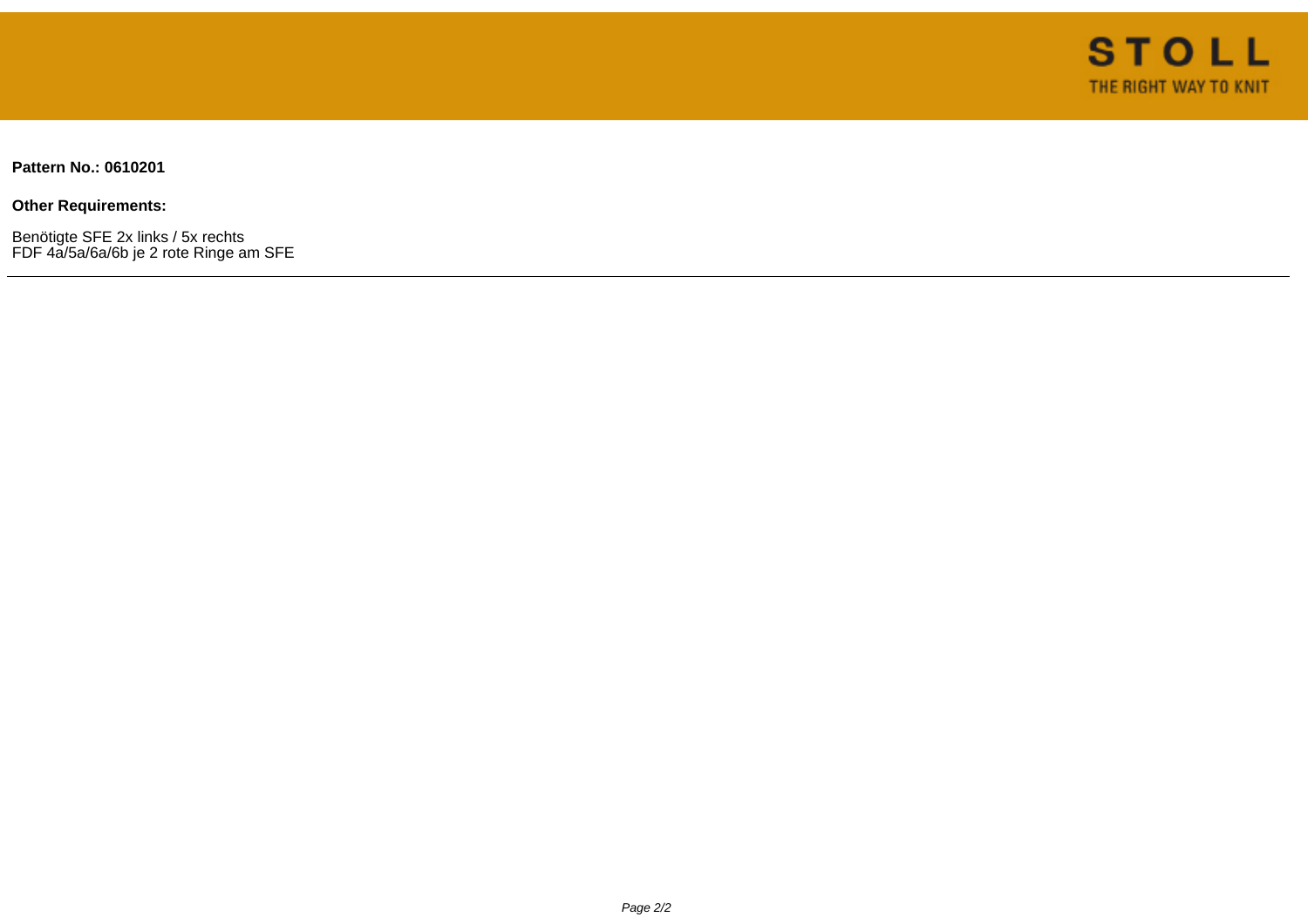**Pattern No.: 0610201**

**Other Requirements:**

Benötigte SFE 2x links / 5x rechts
FDF 4a/5a/6a/6b je 2 rote Ringe am SFE

---